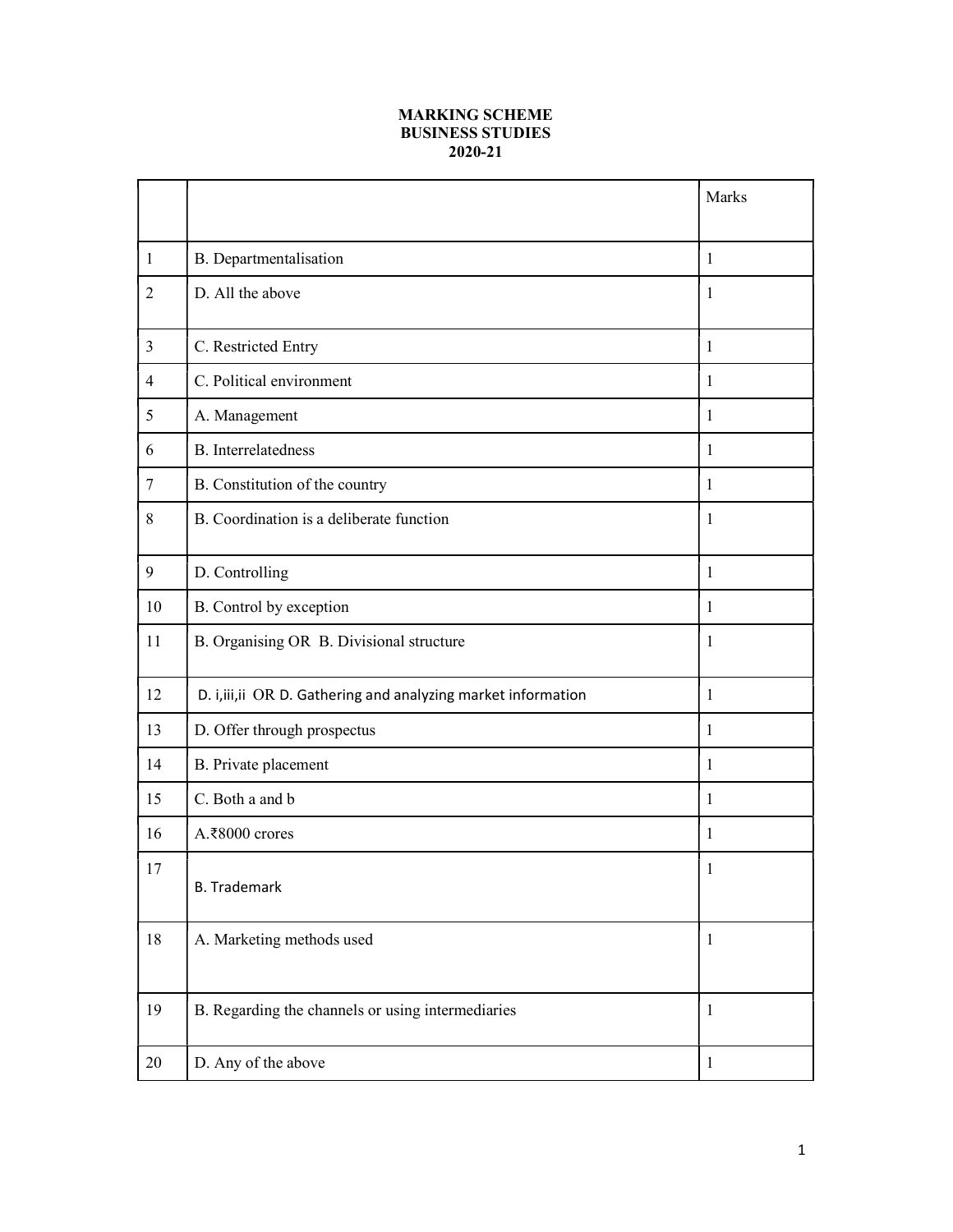**MARKING SCHEME**
**BUSINESS STUDIES**
**2020-21**

| | | Marks |
|---|---|---|
| 1 | B. Departmentalisation | 1 |
| 2 | D. All the above | 1 |
| 3 | C. Restricted Entry | 1 |
| 4 | C. Political environment | 1 |
| 5 | A. Management | 1 |
| 6 | B. Interrelatedness | 1 |
| 7 | B. Constitution of the country | 1 |
| 8 | B. Coordination is a deliberate function | 1 |
| 9 | D. Controlling | 1 |
| 10 | B. Control by exception | 1 |
| 11 | B. Organising OR B. Divisional structure | 1 |
| 12 | D. i,iii,ii OR D. Gathering and analyzing market information | 1 |
| 13 | D. Offer through prospectus | 1 |
| 14 | B. Private placement | 1 |
| 15 | C. Both a and b | 1 |
| 16 | A.₹8000 crores | 1 |
| 17 | B. Trademark | 1 |
| 18 | A. Marketing methods used | 1 |
| 19 | B. Regarding the channels or using intermediaries | 1 |
| 20 | D. Any of the above | 1 |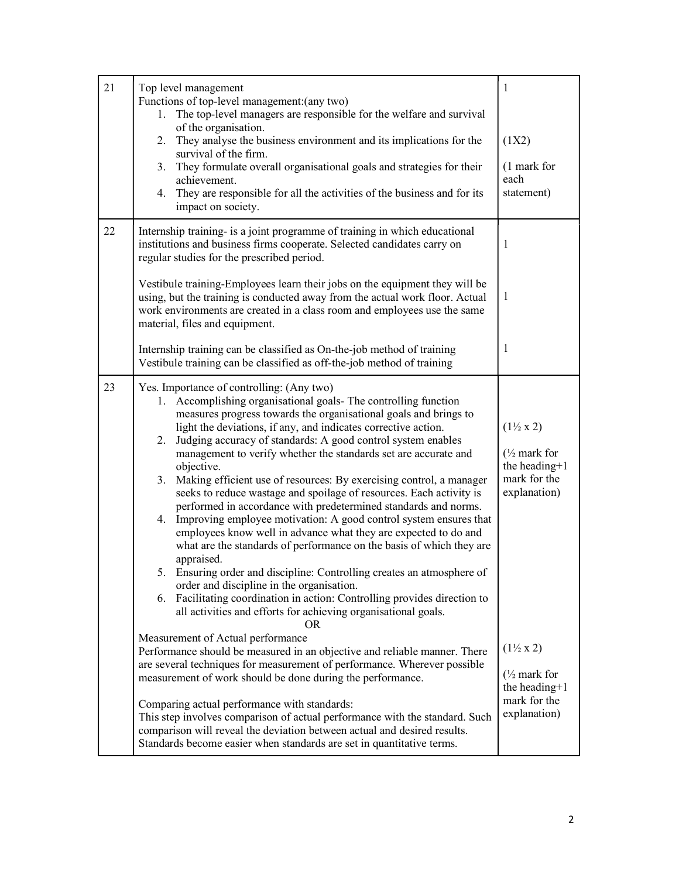| | | |
|---|---|---|
| 21 | Top level management<br>Functions of top-level management:(any two)<br>1. The top-level managers are responsible for the welfare and survival of the organisation.<br>2. They analyse the business environment and its implications for the survival of the firm.<br>3. They formulate overall organisational goals and strategies for their achievement.<br>4. They are responsible for all the activities of the business and for its impact on society. | 1<br><br>(1X2)<br><br>(1 mark for each statement) |
| 22 | Internship training- is a joint programme of training in which educational institutions and business firms cooperate. Selected candidates carry on regular studies for the prescribed period.<br><br>Vestibule training-Employees learn their jobs on the equipment they will be using, but the training is conducted away from the actual work floor. Actual work environments are created in a class room and employees use the same material, files and equipment.<br><br>Internship training can be classified as On-the-job method of training<br>Vestibule training can be classified as off-the-job method of training | 1<br><br>1<br><br>1 |
| 23 | Yes. Importance of controlling: (Any two)<br>1. Accomplishing organisational goals- The controlling function measures progress towards the organisational goals and brings to light the deviations, if any, and indicates corrective action.<br>2. Judging accuracy of standards: A good control system enables management to verify whether the standards set are accurate and objective.<br>3. Making efficient use of resources: By exercising control, a manager seeks to reduce wastage and spoilage of resources. Each activity is performed in accordance with predetermined standards and norms.<br>4. Improving employee motivation: A good control system ensures that employees know well in advance what they are expected to do and what are the standards of performance on the basis of which they are appraised.<br>5. Ensuring order and discipline: Controlling creates an atmosphere of order and discipline in the organisation.<br>6. Facilitating coordination in action: Controlling provides direction to all activities and efforts for achieving organisational goals.<br>OR<br>Measurement of Actual performance<br>Performance should be measured in an objective and reliable manner. There are several techniques for measurement of performance. Wherever possible measurement of work should be done during the performance.<br><br>Comparing actual performance with standards:<br>This step involves comparison of actual performance with the standard. Such comparison will reveal the deviation between actual and desired results. Standards become easier when standards are set in quantitative terms. | (1½ x 2)<br><br>(½ mark for the heading+1 mark for the explanation)<br><br>(1½ x 2)<br><br>(½ mark for the heading+1 mark for the explanation) |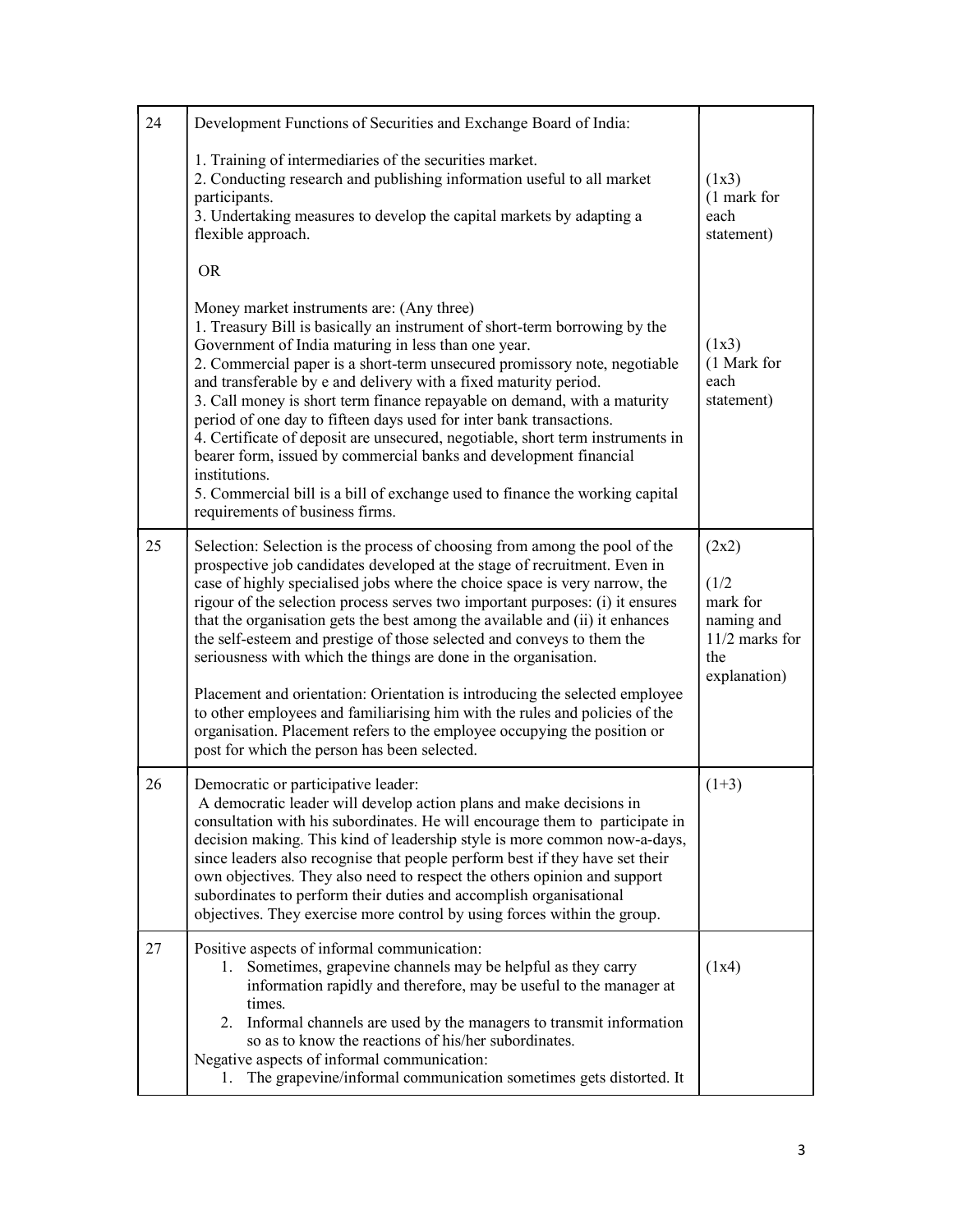| | | |
|---|---|---|
| 24 | Development Functions of Securities and Exchange Board of India:<br><br>1. Training of intermediaries of the securities market.<br>2. Conducting research and publishing information useful to all market participants.<br>3. Undertaking measures to develop the capital markets by adapting a flexible approach.<br><br>OR<br><br>Money market instruments are: (Any three)<br>1. Treasury Bill is basically an instrument of short-term borrowing by the Government of India maturing in less than one year.<br>2. Commercial paper is a short-term unsecured promissory note, negotiable and transferable by e and delivery with a fixed maturity period.<br>3. Call money is short term finance repayable on demand, with a maturity period of one day to fifteen days used for inter bank transactions.<br>4. Certificate of deposit are unsecured, negotiable, short term instruments in bearer form, issued by commercial banks and development financial institutions.<br>5. Commercial bill is a bill of exchange used to finance the working capital requirements of business firms. | (1x3)<br>(1 mark for each statement)<br><br>(1x3)<br>(1 Mark for each statement) |
| 25 | Selection: Selection is the process of choosing from among the pool of the prospective job candidates developed at the stage of recruitment. Even in case of highly specialised jobs where the choice space is very narrow, the rigour of the selection process serves two important purposes: (i) it ensures that the organisation gets the best among the available and (ii) it enhances the self-esteem and prestige of those selected and conveys to them the seriousness with which the things are done in the organisation.<br><br>Placement and orientation: Orientation is introducing the selected employee to other employees and familiarising him with the rules and policies of the organisation. Placement refers to the employee occupying the position or post for which the person has been selected. | (2x2)<br><br>(1/2 mark for naming and 11/2 marks for the explanation) |
| 26 | Democratic or participative leader:<br>A democratic leader will develop action plans and make decisions in consultation with his subordinates. He will encourage them to participate in decision making. This kind of leadership style is more common now-a-days, since leaders also recognise that people perform best if they have set their own objectives. They also need to respect the others opinion and support subordinates to perform their duties and accomplish organisational objectives. They exercise more control by using forces within the group. | (1+3) |
| 27 | Positive aspects of informal communication:<br>1. Sometimes, grapevine channels may be helpful as they carry information rapidly and therefore, may be useful to the manager at times.<br>2. Informal channels are used by the managers to transmit information so as to know the reactions of his/her subordinates.<br>Negative aspects of informal communication:<br>1. The grapevine/informal communication sometimes gets distorted. It | (1x4) |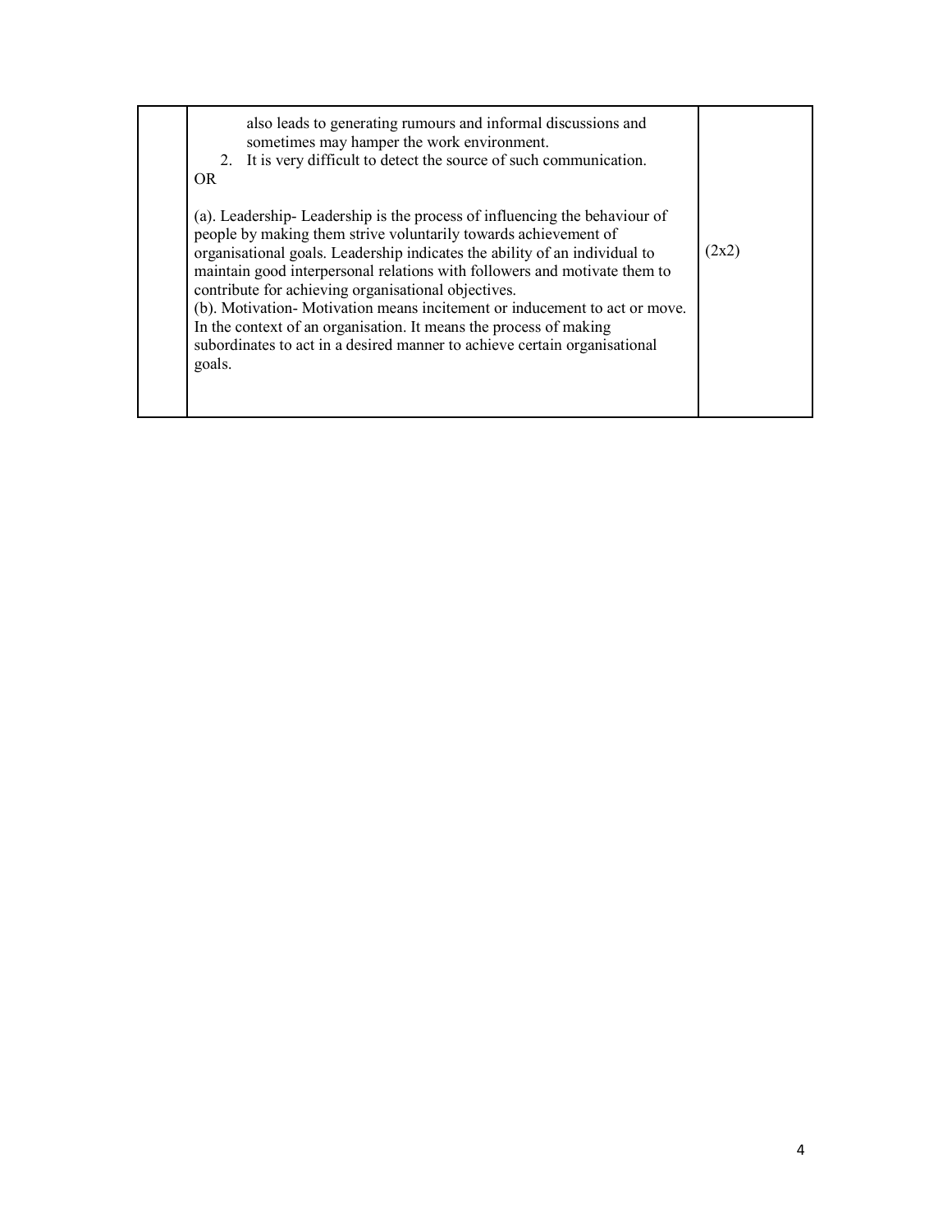| | | |
|---|---|---|
| | also leads to generating rumours and informal discussions and sometimes may hamper the work environment.<br>2. It is very difficult to detect the source of such communication.<br>OR<br><br>(a). Leadership- Leadership is the process of influencing the behaviour of people by making them strive voluntarily towards achievement of organisational goals. Leadership indicates the ability of an individual to maintain good interpersonal relations with followers and motivate them to contribute for achieving organisational objectives.<br>(b). Motivation- Motivation means incitement or inducement to act or move. In the context of an organisation. It means the process of making subordinates to act in a desired manner to achieve certain organisational goals. | (2x2) |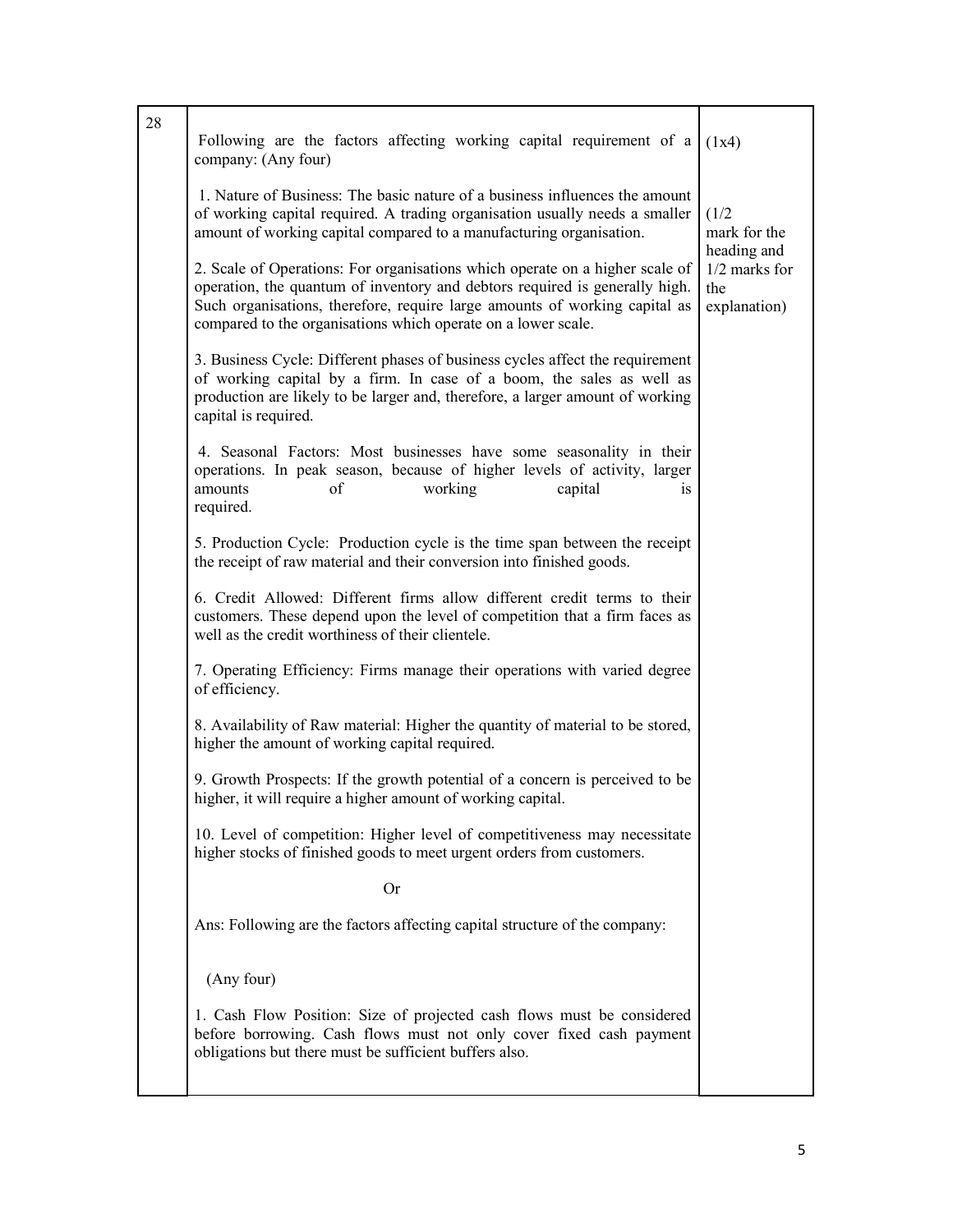| 28 | Following are the factors affecting working capital requirement of a company: (Any four)<br><br>1. Nature of Business: The basic nature of a business influences the amount of working capital required. A trading organisation usually needs a smaller amount of working capital compared to a manufacturing organisation.<br><br>2. Scale of Operations: For organisations which operate on a higher scale of operation, the quantum of inventory and debtors required is generally high. Such organisations, therefore, require large amounts of working capital as compared to the organisations which operate on a lower scale.<br><br>3. Business Cycle: Different phases of business cycles affect the requirement of working capital by a firm. In case of a boom, the sales as well as production are likely to be larger and, therefore, a larger amount of working capital is required.<br><br>4. Seasonal Factors: Most businesses have some seasonality in their operations. In peak season, because of higher levels of activity, larger amounts of working capital is required.<br><br>5. Production Cycle: Production cycle is the time span between the receipt the receipt of raw material and their conversion into finished goods.<br><br>6. Credit Allowed: Different firms allow different credit terms to their customers. These depend upon the level of competition that a firm faces as well as the credit worthiness of their clientele.<br><br>7. Operating Efficiency: Firms manage their operations with varied degree of efficiency.<br><br>8. Availability of Raw material: Higher the quantity of material to be stored, higher the amount of working capital required.<br><br>9. Growth Prospects: If the growth potential of a concern is perceived to be higher, it will require a higher amount of working capital.<br><br>10. Level of competition: Higher level of competitiveness may necessitate higher stocks of finished goods to meet urgent orders from customers.<br><br>Or<br><br>Ans: Following are the factors affecting capital structure of the company:<br><br>(Any four)<br><br>1. Cash Flow Position: Size of projected cash flows must be considered before borrowing. Cash flows must not only cover fixed cash payment obligations but there must be sufficient buffers also. | (1x4)<br><br>(1/2 mark for the heading and 1/2 marks for the explanation) |
|---|---|---|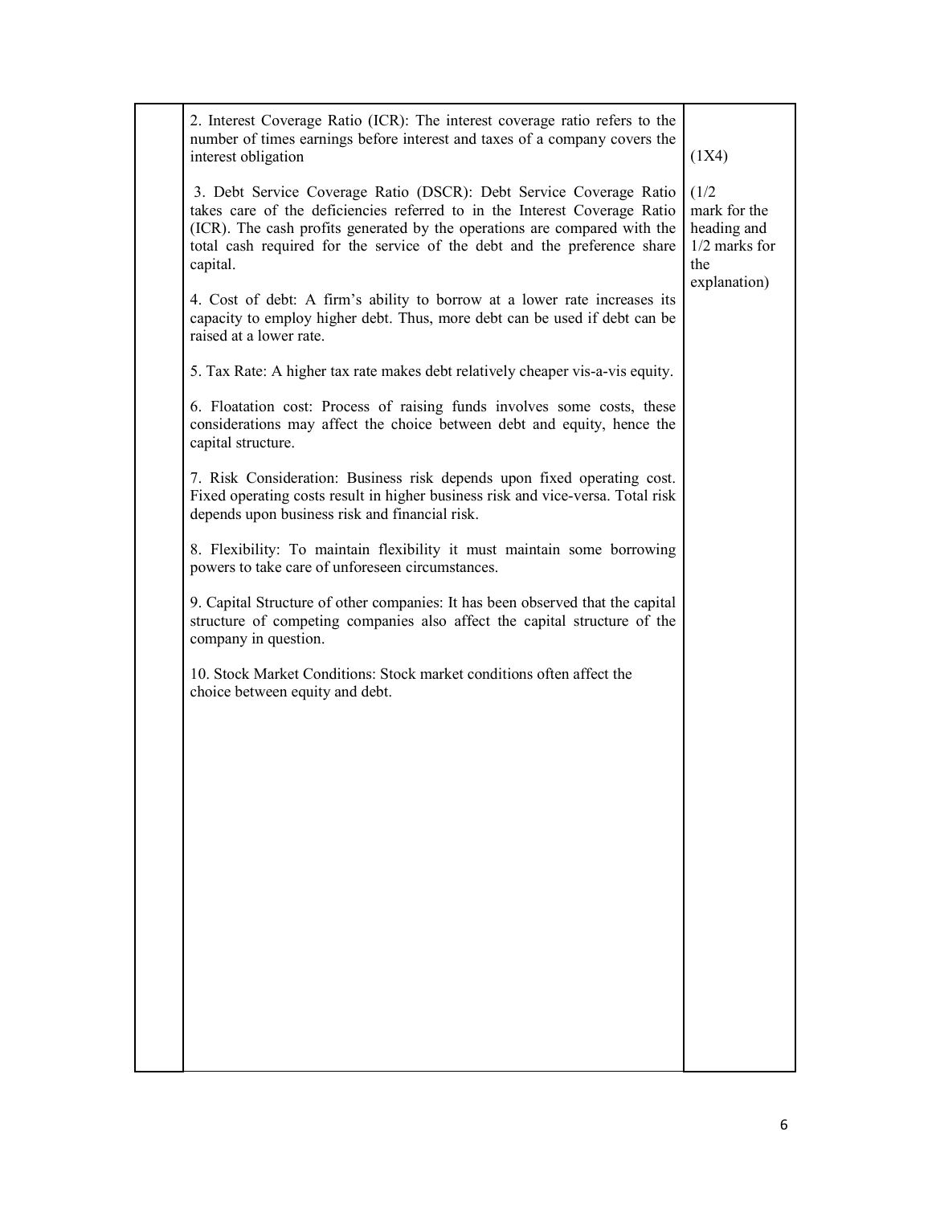| | | |
|---|---|---|
| | 2. Interest Coverage Ratio (ICR): The interest coverage ratio refers to the number of times earnings before interest and taxes of a company covers the interest obligation<br><br>3. Debt Service Coverage Ratio (DSCR): Debt Service Coverage Ratio takes care of the deficiencies referred to in the Interest Coverage Ratio (ICR). The cash profits generated by the operations are compared with the total cash required for the service of the debt and the preference share capital.<br><br>4. Cost of debt: A firm's ability to borrow at a lower rate increases its capacity to employ higher debt. Thus, more debt can be used if debt can be raised at a lower rate.<br><br>5. Tax Rate: A higher tax rate makes debt relatively cheaper vis-a-vis equity.<br><br>6. Floatation cost: Process of raising funds involves some costs, these considerations may affect the choice between debt and equity, hence the capital structure.<br><br>7. Risk Consideration: Business risk depends upon fixed operating cost. Fixed operating costs result in higher business risk and vice-versa. Total risk depends upon business risk and financial risk.<br><br>8. Flexibility: To maintain flexibility it must maintain some borrowing powers to take care of unforeseen circumstances.<br><br>9. Capital Structure of other companies: It has been observed that the capital structure of competing companies also affect the capital structure of the company in question.<br><br>10. Stock Market Conditions: Stock market conditions often affect the choice between equity and debt. | (1X4)<br><br>(1/2 mark for the heading and 1/2 marks for the explanation) |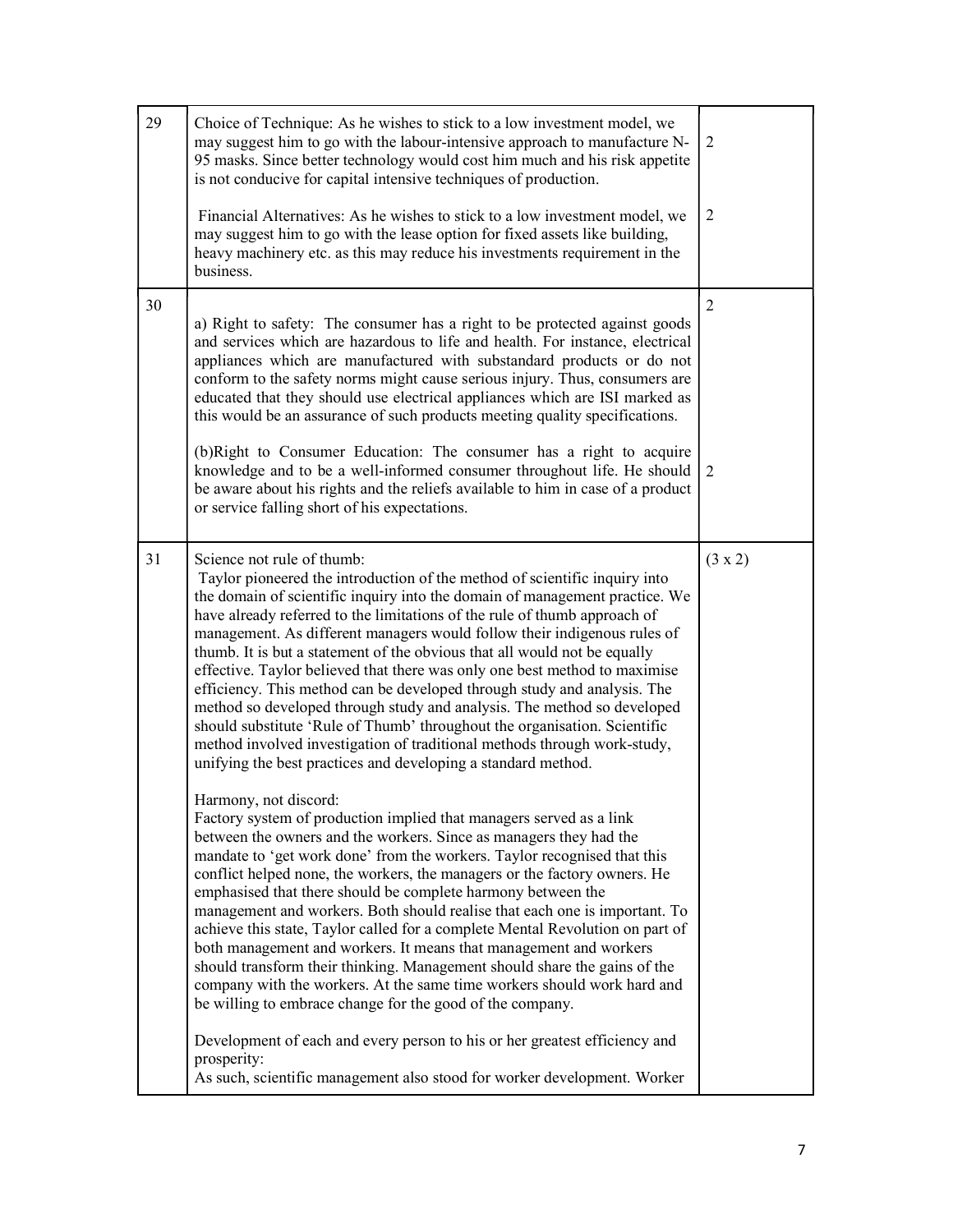| | | |
|---|---|---|
| 29 | Choice of Technique: As he wishes to stick to a low investment model, we may suggest him to go with the labour-intensive approach to manufacture N-95 masks. Since better technology would cost him much and his risk appetite is not conducive for capital intensive techniques of production.<br><br>Financial Alternatives: As he wishes to stick to a low investment model, we may suggest him to go with the lease option for fixed assets like building, heavy machinery etc. as this may reduce his investments requirement in the business. | 2<br><br><br><br>2 |
| 30 | a) Right to safety: The consumer has a right to be protected against goods and services which are hazardous to life and health. For instance, electrical appliances which are manufactured with substandard products or do not conform to the safety norms might cause serious injury. Thus, consumers are educated that they should use electrical appliances which are ISI marked as this would be an assurance of such products meeting quality specifications.<br><br>(b)Right to Consumer Education: The consumer has a right to acquire knowledge and to be a well-informed consumer throughout life. He should be aware about his rights and the reliefs available to him in case of a product or service falling short of his expectations. | 2<br><br><br><br><br><br><br>2 |
| 31 | Science not rule of thumb:<br>Taylor pioneered the introduction of the method of scientific inquiry into the domain of scientific inquiry into the domain of management practice. We have already referred to the limitations of the rule of thumb approach of management. As different managers would follow their indigenous rules of thumb. It is but a statement of the obvious that all would not be equally effective. Taylor believed that there was only one best method to maximise efficiency. This method can be developed through study and analysis. The method so developed through study and analysis. The method so developed should substitute 'Rule of Thumb' throughout the organisation. Scientific method involved investigation of traditional methods through work-study, unifying the best practices and developing a standard method.<br><br>Harmony, not discord:<br>Factory system of production implied that managers served as a link between the owners and the workers. Since as managers they had the mandate to 'get work done' from the workers. Taylor recognised that this conflict helped none, the workers, the managers or the factory owners. He emphasised that there should be complete harmony between the management and workers. Both should realise that each one is important. To achieve this state, Taylor called for a complete Mental Revolution on part of both management and workers. It means that management and workers should transform their thinking. Management should share the gains of the company with the workers. At the same time workers should work hard and be willing to embrace change for the good of the company.<br><br>Development of each and every person to his or her greatest efficiency and prosperity:<br>As such, scientific management also stood for worker development. Worker | (3 x 2) |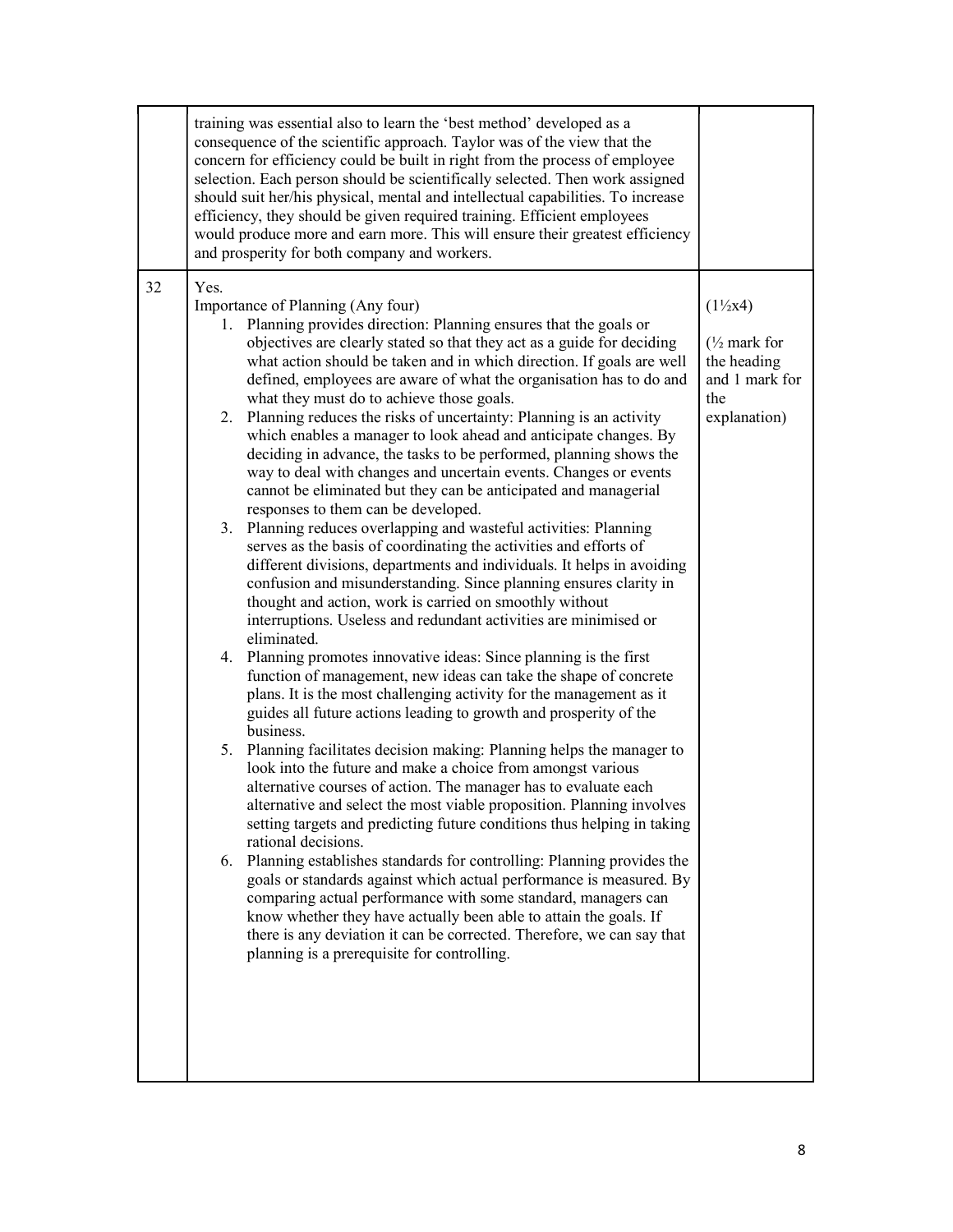| | | |
|---|---|---|
| | training was essential also to learn the 'best method' developed as a consequence of the scientific approach. Taylor was of the view that the concern for efficiency could be built in right from the process of employee selection. Each person should be scientifically selected. Then work assigned should suit her/his physical, mental and intellectual capabilities. To increase efficiency, they should be given required training. Efficient employees would produce more and earn more. This will ensure their greatest efficiency and prosperity for both company and workers. | |
| 32 | Yes.<br>Importance of Planning (Any four)<br>1. Planning provides direction: Planning ensures that the goals or objectives are clearly stated so that they act as a guide for deciding what action should be taken and in which direction. If goals are well defined, employees are aware of what the organisation has to do and what they must do to achieve those goals.<br>2. Planning reduces the risks of uncertainty: Planning is an activity which enables a manager to look ahead and anticipate changes. By deciding in advance, the tasks to be performed, planning shows the way to deal with changes and uncertain events. Changes or events cannot be eliminated but they can be anticipated and managerial responses to them can be developed.<br>3. Planning reduces overlapping and wasteful activities: Planning serves as the basis of coordinating the activities and efforts of different divisions, departments and individuals. It helps in avoiding confusion and misunderstanding. Since planning ensures clarity in thought and action, work is carried on smoothly without interruptions. Useless and redundant activities are minimised or eliminated.<br>4. Planning promotes innovative ideas: Since planning is the first function of management, new ideas can take the shape of concrete plans. It is the most challenging activity for the management as it guides all future actions leading to growth and prosperity of the business.<br>5. Planning facilitates decision making: Planning helps the manager to look into the future and make a choice from amongst various alternative courses of action. The manager has to evaluate each alternative and select the most viable proposition. Planning involves setting targets and predicting future conditions thus helping in taking rational decisions.<br>6. Planning establishes standards for controlling: Planning provides the goals or standards against which actual performance is measured. By comparing actual performance with some standard, managers can know whether they have actually been able to attain the goals. If there is any deviation it can be corrected. Therefore, we can say that planning is a prerequisite for controlling. | (1½x4)<br><br>(½ mark for the heading and 1 mark for the explanation) |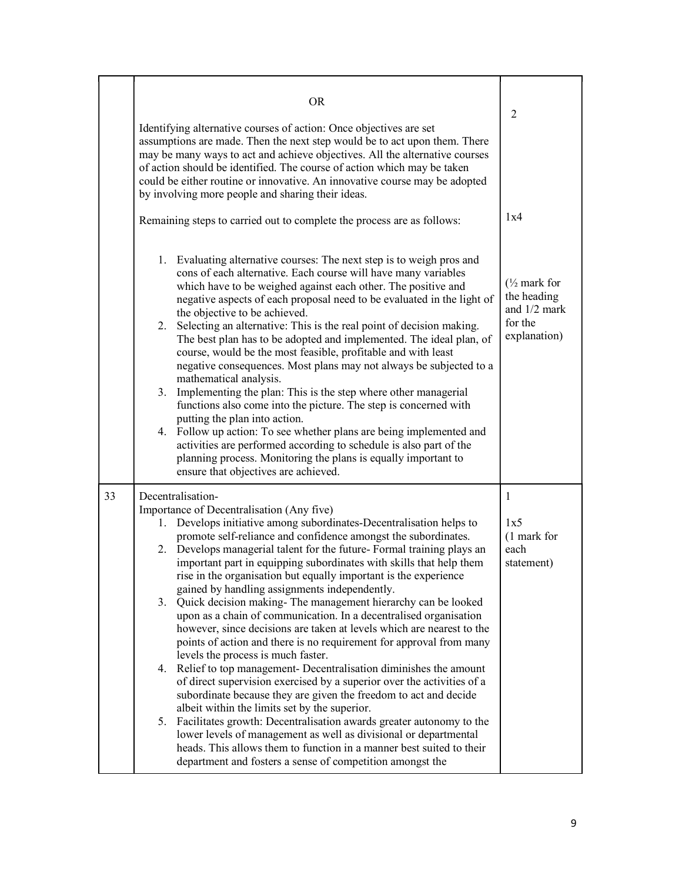| | | |
|---|---|---|
| | OR<br><br>Identifying alternative courses of action: Once objectives are set assumptions are made. Then the next step would be to act upon them. There may be many ways to act and achieve objectives. All the alternative courses of action should be identified. The course of action which may be taken could be either routine or innovative. An innovative course may be adopted by involving more people and sharing their ideas.<br><br>Remaining steps to carried out to complete the process are as follows:<br><br>1. Evaluating alternative courses: The next step is to weigh pros and cons of each alternative. Each course will have many variables which have to be weighed against each other. The positive and negative aspects of each proposal need to be evaluated in the light of the objective to be achieved.<br>2. Selecting an alternative: This is the real point of decision making. The best plan has to be adopted and implemented. The ideal plan, of course, would be the most feasible, profitable and with least negative consequences. Most plans may not always be subjected to a mathematical analysis.<br>3. Implementing the plan: This is the step where other managerial functions also come into the picture. The step is concerned with putting the plan into action.<br>4. Follow up action: To see whether plans are being implemented and activities are performed according to schedule is also part of the planning process. Monitoring the plans is equally important to ensure that objectives are achieved. | 2<br><br>1x4<br><br>(½ mark for the heading and 1/2 mark for the explanation) |
| 33 | Decentralisation-<br>Importance of Decentralisation (Any five)<br>1. Develops initiative among subordinates-Decentralisation helps to promote self-reliance and confidence amongst the subordinates.<br>2. Develops managerial talent for the future- Formal training plays an important part in equipping subordinates with skills that help them rise in the organisation but equally important is the experience gained by handling assignments independently.<br>3. Quick decision making- The management hierarchy can be looked upon as a chain of communication. In a decentralised organisation however, since decisions are taken at levels which are nearest to the points of action and there is no requirement for approval from many levels the process is much faster.<br>4. Relief to top management- Decentralisation diminishes the amount of direct supervision exercised by a superior over the activities of a subordinate because they are given the freedom to act and decide albeit within the limits set by the superior.<br>5. Facilitates growth: Decentralisation awards greater autonomy to the lower levels of management as well as divisional or departmental heads. This allows them to function in a manner best suited to their department and fosters a sense of competition amongst the | 1<br><br>1x5<br>(1 mark for each statement) |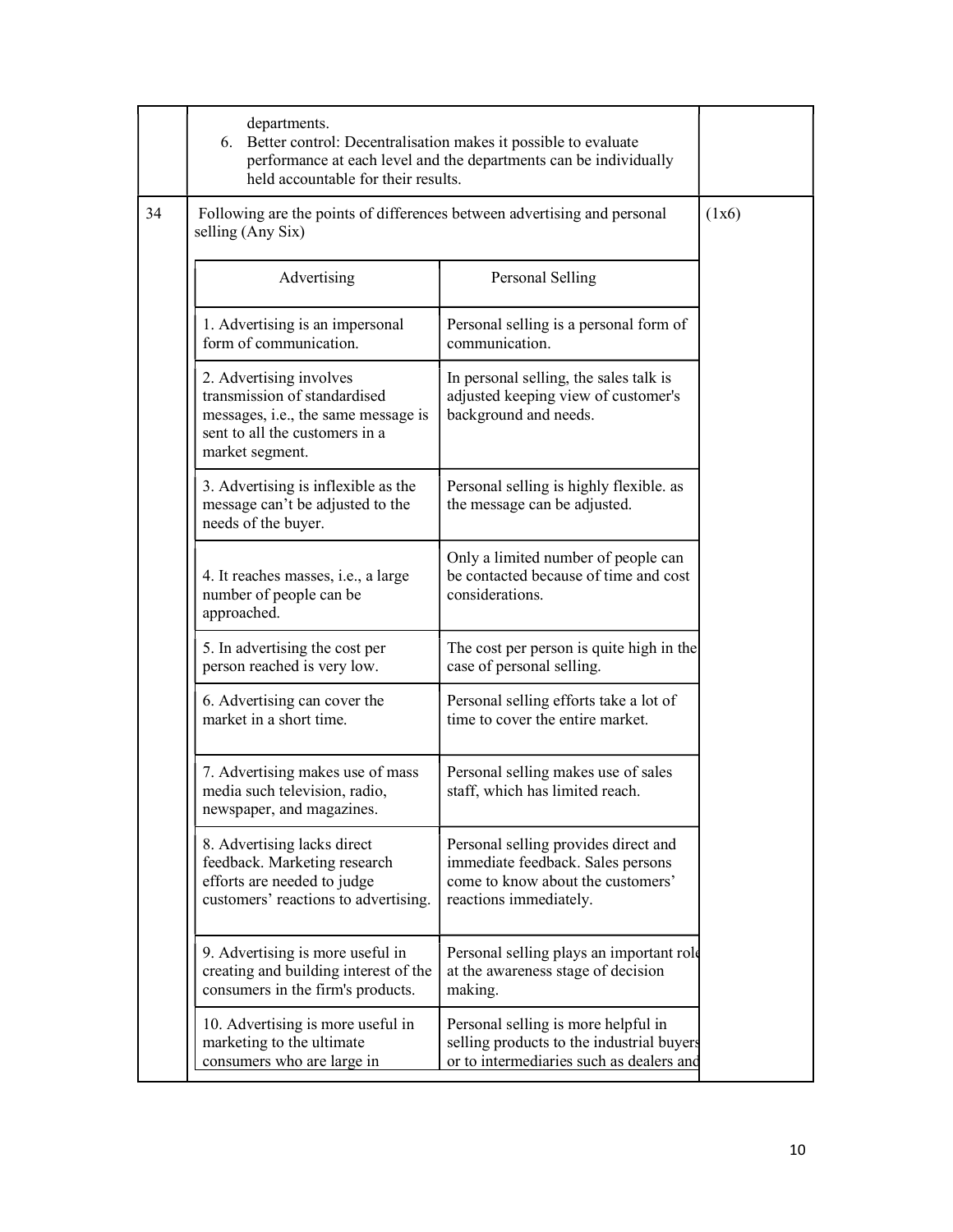| | | |
|---|---|---|
| | departments.<br>6. Better control: Decentralisation makes it possible to evaluate performance at each level and the departments can be individually held accountable for their results. | |
| 34 | Following are the points of differences between advertising and personal selling (Any Six) | (1x6) |

| Advertising | Personal Selling |
|---|---|
| 1. Advertising is an impersonal form of communication. | Personal selling is a personal form of communication. |
| 2. Advertising involves transmission of standardised messages, i.e., the same message is sent to all the customers in a market segment. | In personal selling, the sales talk is adjusted keeping view of customer's background and needs. |
| 3. Advertising is inflexible as the message can't be adjusted to the needs of the buyer. | Personal selling is highly flexible. as the message can be adjusted. |
| 4. It reaches masses, i.e., a large number of people can be approached. | Only a limited number of people can be contacted because of time and cost considerations. |
| 5. In advertising the cost per person reached is very low. | The cost per person is quite high in the case of personal selling. |
| 6. Advertising can cover the market in a short time. | Personal selling efforts take a lot of time to cover the entire market. |
| 7. Advertising makes use of mass media such television, radio, newspaper, and magazines. | Personal selling makes use of sales staff, which has limited reach. |
| 8. Advertising lacks direct feedback. Marketing research efforts are needed to judge customers' reactions to advertising. | Personal selling provides direct and immediate feedback. Sales persons come to know about the customers' reactions immediately. |
| 9. Advertising is more useful in creating and building interest of the consumers in the firm's products. | Personal selling plays an important role at the awareness stage of decision making. |
| 10. Advertising is more useful in marketing to the ultimate consumers who are large in | Personal selling is more helpful in selling products to the industrial buyers or to intermediaries such as dealers and |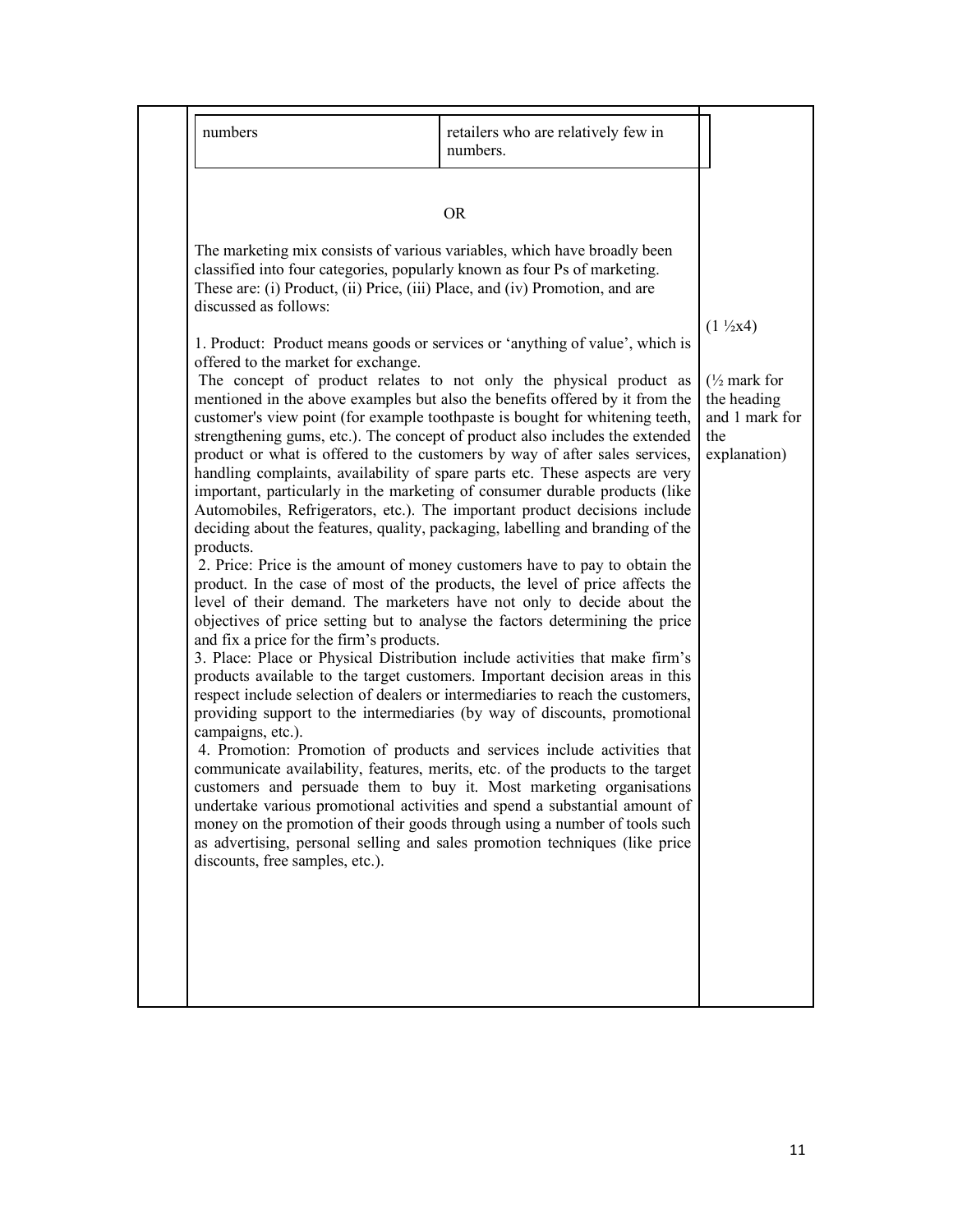| | |
|---|---|
| numbers | retailers who are relatively few in numbers. |

OR

The marketing mix consists of various variables, which have broadly been classified into four categories, popularly known as four Ps of marketing. These are: (i) Product, (ii) Price, (iii) Place, and (iv) Promotion, and are discussed as follows:

(1 ½x4)

(½ mark for the heading and 1 mark for the explanation)

1. Product: Product means goods or services or 'anything of value', which is offered to the market for exchange.
The concept of product relates to not only the physical product as mentioned in the above examples but also the benefits offered by it from the customer's view point (for example toothpaste is bought for whitening teeth, strengthening gums, etc.). The concept of product also includes the extended product or what is offered to the customers by way of after sales services, handling complaints, availability of spare parts etc. These aspects are very important, particularly in the marketing of consumer durable products (like Automobiles, Refrigerators, etc.). The important product decisions include deciding about the features, quality, packaging, labelling and branding of the products.

2. Price: Price is the amount of money customers have to pay to obtain the product. In the case of most of the products, the level of price affects the level of their demand. The marketers have not only to decide about the objectives of price setting but to analyse the factors determining the price and fix a price for the firm's products.

3. Place: Place or Physical Distribution include activities that make firm's products available to the target customers. Important decision areas in this respect include selection of dealers or intermediaries to reach the customers, providing support to the intermediaries (by way of discounts, promotional campaigns, etc.).

4. Promotion: Promotion of products and services include activities that communicate availability, features, merits, etc. of the products to the target customers and persuade them to buy it. Most marketing organisations undertake various promotional activities and spend a substantial amount of money on the promotion of their goods through using a number of tools such as advertising, personal selling and sales promotion techniques (like price discounts, free samples, etc.).